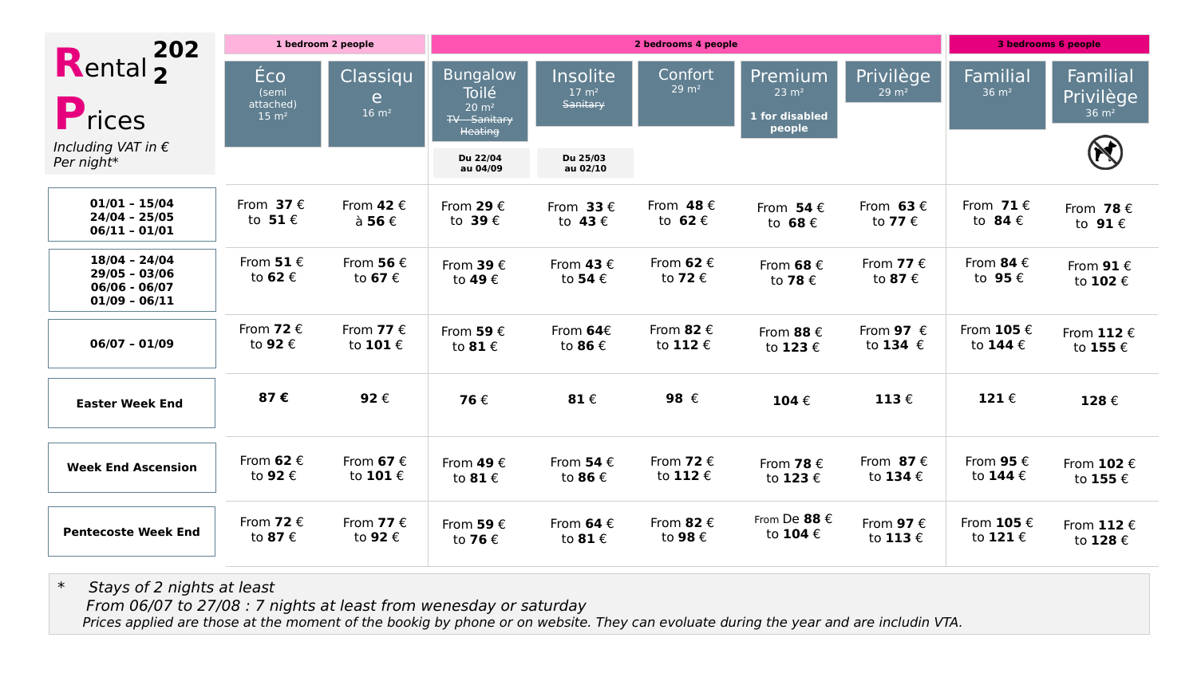# Rental Prices 2022

*Including VAT in €*
*Per night**

| | 1 bedroom 2 people | | 2 bedrooms 4 people | | | | | 3 bedrooms 6 people | |
|---|---|---|---|---|---|---|---|---|---|
| | Éco (semi attached) 15 m² | Classique 16 m² | Bungalow Toilé 20 m² ~~TV - Sanitary Heating~~ Du 22/04 au 04/09 | Insolite 17 m² ~~Sanitary~~ Du 25/03 au 02/10 | Confort 29 m² | Premium 23 m² 1 for disabled people | Privilège 29 m² | Familial 36 m² | Familial Privilège 36 m² |
| 01/01 - 15/04<br>24/04 - 25/05<br>06/11 - 01/01 | From **37** € to **51** € | From **42** € à **56** € | From **29** € to **39** € | From **33** € to **43** € | From **48** € to **62** € | From **54** € to **68** € | From **63** € to **77** € | From **71** € to **84** € | From **78** € to **91** € |
| 18/04 - 24/04<br>29/05 - 03/06<br>06/06 - 06/07<br>01/09 - 06/11 | From **51** € to **62** € | From **56** € to **67** € | From **39** € to **49** € | From **43** € to **54** € | From **62** € to **72** € | From **68** € to **78** € | From **77** € to **87** € | From **84** € to **95** € | From **91** € to **102** € |
| 06/07 - 01/09 | From **72** € to **92** € | From **77** € to **101** € | From **59** € to **81** € | From **64**€ to **86** € | From **82** € to **112** € | From **88** € to **123** € | From **97** € to **134** € | From **105** € to **144** € | From **112** € to **155** € |
| **Easter Week End** | **87 €** | **92** € | **76** € | **81** € | **98** € | **104** € | **113** € | **121** € | **128** € |
| **Week End Ascension** | From **62** € to **92** € | From **67** € to **101** € | From **49** € to **81** € | From **54** € to **86** € | From **72** € to **112** € | From **78** € to **123** € | From **87** € to **134** € | From **95** € to **144** € | From **102** € to **155** € |
| **Pentecoste Week End** | From **72** € to **87** € | From **77** € to **92** € | From **59** € to **76** € | From **64** € to **81** € | From **82** € to **98** € | From De **88** € to **104** € | From **97** € to **113** € | From **105** € to **121** € | From **112** € to **128** € |

\* *Stays of 2 nights at least*
*From 06/07 to 27/08 : 7 nights at least from wenesday or saturday*
*Prices applied are those at the moment of the bookig by phone or on website. They can evoluate during the year and are includin VTA.*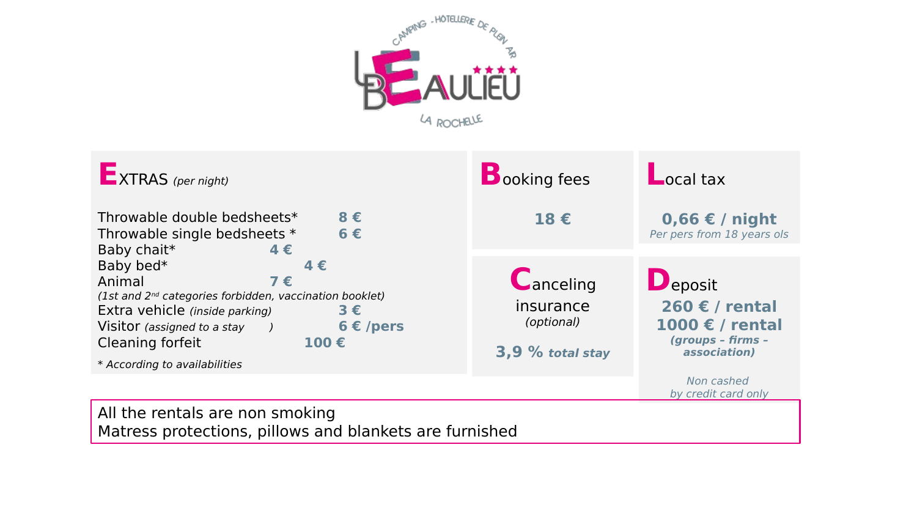CAMPING - HOTELLERIE DE PLEIN AIR

**LE BEAULIEU** ★★★★

LA ROCHELLE

## EXTRAS *(per night)*

| | |
|---|---|
| Throwable double bedsheets* | **8 €** |
| Throwable single bedsheets * | **6 €** |
| Baby chait* | **4 €** |
| Baby bed* | **4 €** |
| Animal | **7 €** |
| *(1st and 2nd categories forbidden, vaccination booklet)* | |
| Extra vehicle *(inside parking)* | **3 €** |
| Visitor *(assigned to a stay )* | **6 € /pers** |
| Cleaning forfeit | **100 €** |

*\* According to availabilities*

## Booking fees

**18 €**

## Local tax

**0,66 € / night**

*Per pers from 18 years ols*

## Canceling insurance

*(optional)*

**3,9 %** ***total stay***

## Deposit

**260 € / rental**

**1000 € / rental**

***(groups – firms – association)***

*Non cashed*
*by credit card only*

All the rentals are non smoking
Matress protections, pillows and blankets are furnished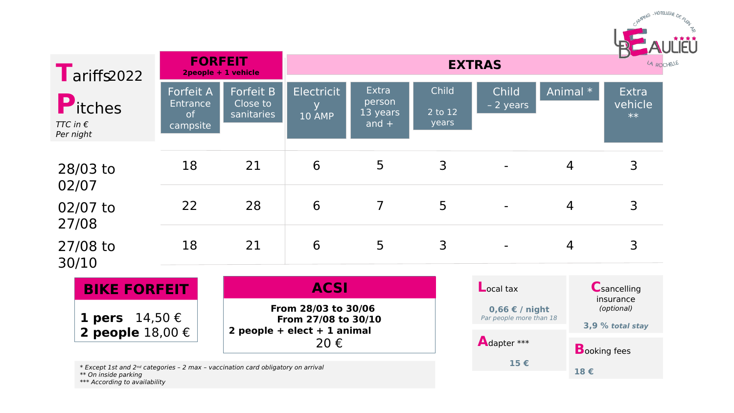# Tariffs 2022

## Pitches

*TTC in €*
*Per night*

| | FORFEIT 2people + 1 vehicle | | EXTRAS | | | | | |
|---|---|---|---|---|---|---|---|---|
| | Forfeit A Entrance of campsite | Forfeit B Close to sanitaries | Electricity 10 AMP | Extra person 13 years and + | Child 2 to 12 years | Child – 2 years | Animal * | Extra vehicle ** |
| 28/03 to 02/07 | 18 | 21 | 6 | 5 | 3 | - | 4 | 3 |
| 02/07 to 27/08 | 22 | 28 | 6 | 7 | 5 | - | 4 | 3 |
| 27/08 to 30/10 | 18 | 21 | 6 | 5 | 3 | - | 4 | 3 |

## BIKE FORFEIT

**1 pers** 14,50 €
**2 people** 18,00 €

## ACSI

**From 28/03 to 30/06**
**From 27/08 to 30/10**
**2 people + elect + 1 animal**
20 €

**Local tax**
**0,66 € / night**
*Par people more than 18*

**Csancelling insurance**
*(optional)*
**3,9 %** ***total stay***

**Adapter *****
**15 €**

**Booking fees**
**18 €**

*\* Except 1st and 2nd categories – 2 max – vaccination card obligatory on arrival*
*\*\* On inside parking*
*\*\*\* According to availability*